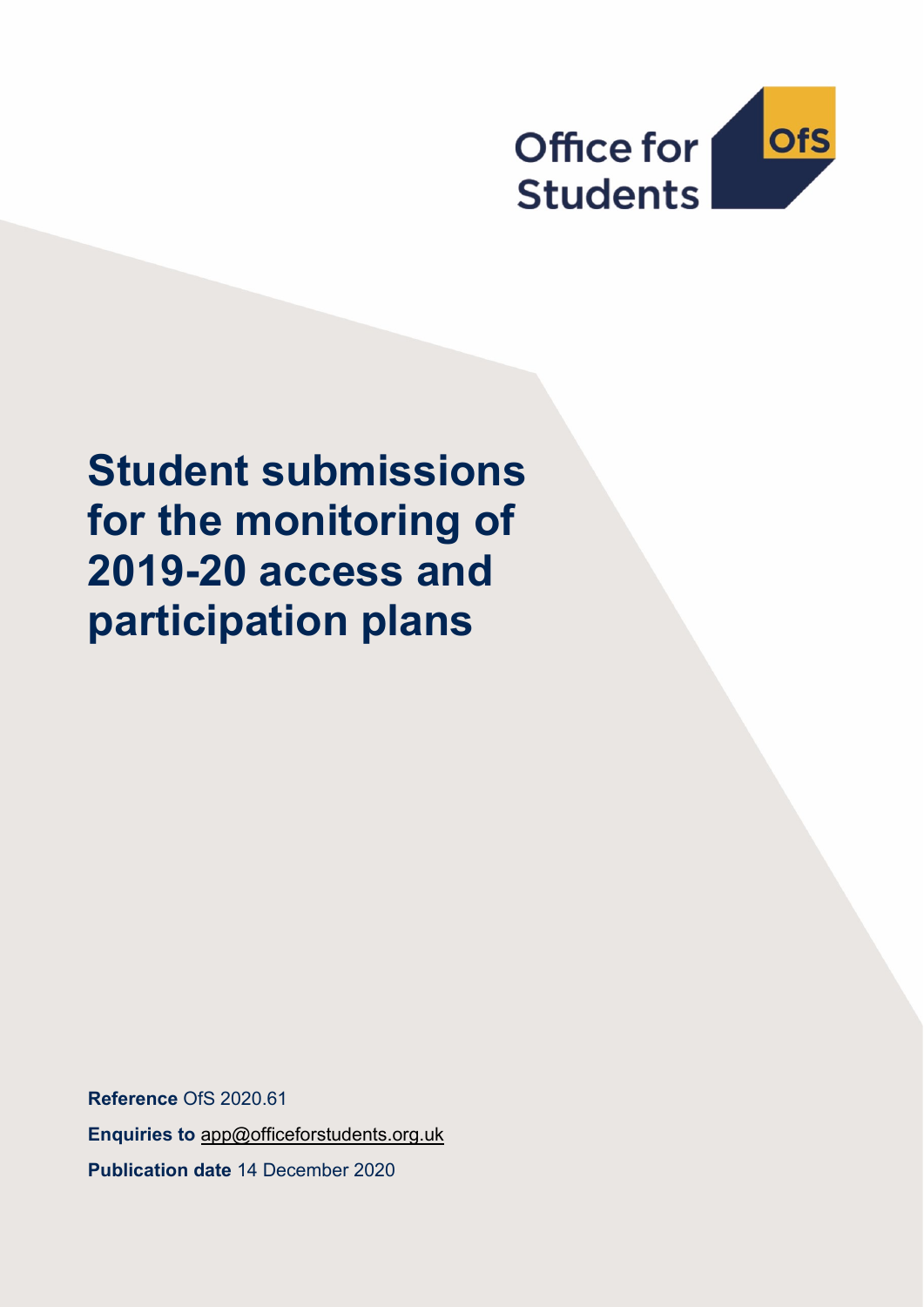Office for Students

OfS

# Student submissions for the monitoring of 2019-20 access and participation plans

**Reference** OfS 2020.61

**Enquiries to** app@officeforstudents.org.uk

**Publication date** 14 December 2020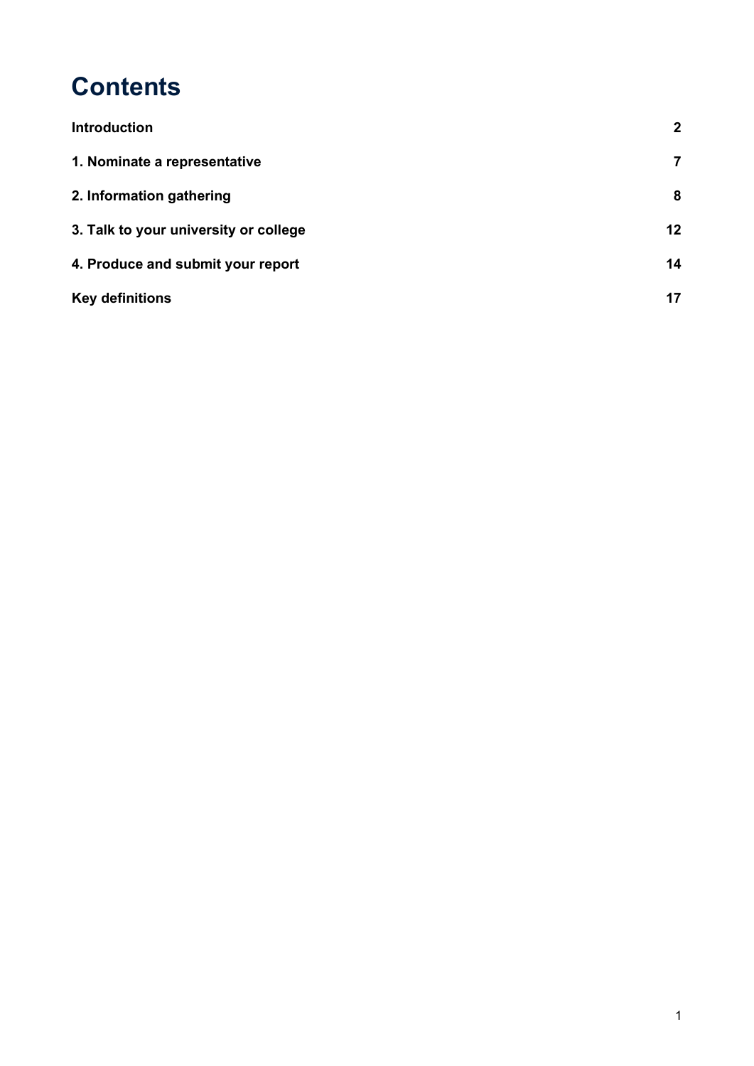# Contents

| | |
|---|---|
| **Introduction** | **2** |
| **1. Nominate a representative** | **7** |
| **2. Information gathering** | **8** |
| **3. Talk to your university or college** | **12** |
| **4. Produce and submit your report** | **14** |
| **Key definitions** | **17** |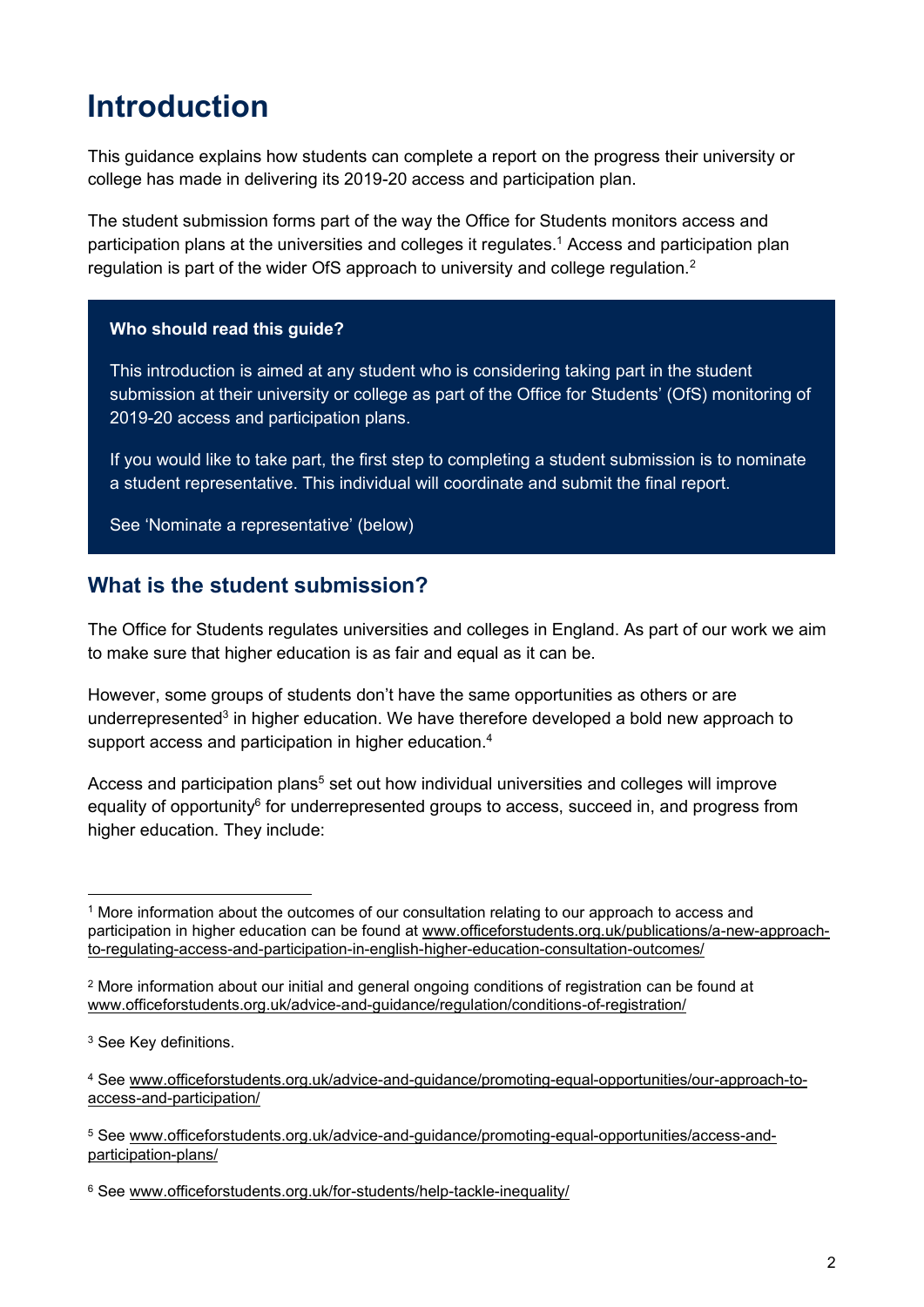# Introduction

This guidance explains how students can complete a report on the progress their university or college has made in delivering its 2019-20 access and participation plan.

The student submission forms part of the way the Office for Students monitors access and participation plans at the universities and colleges it regulates.[1] Access and participation plan regulation is part of the wider OfS approach to university and college regulation.[2]

> **Who should read this guide?**
>
> This introduction is aimed at any student who is considering taking part in the student submission at their university or college as part of the Office for Students' (OfS) monitoring of 2019-20 access and participation plans.
>
> If you would like to take part, the first step to completing a student submission is to nominate a student representative. This individual will coordinate and submit the final report.
>
> See 'Nominate a representative' (below)

## What is the student submission?

The Office for Students regulates universities and colleges in England. As part of our work we aim to make sure that higher education is as fair and equal as it can be.

However, some groups of students don't have the same opportunities as others or are underrepresented[3] in higher education. We have therefore developed a bold new approach to support access and participation in higher education.[4]

Access and participation plans[5] set out how individual universities and colleges will improve equality of opportunity[6] for underrepresented groups to access, succeed in, and progress from higher education. They include:

---

[1] More information about the outcomes of our consultation relating to our approach to access and participation in higher education can be found at www.officeforstudents.org.uk/publications/a-new-approach-to-regulating-access-and-participation-in-english-higher-education-consultation-outcomes/

[2] More information about our initial and general ongoing conditions of registration can be found at www.officeforstudents.org.uk/advice-and-guidance/regulation/conditions-of-registration/

[3] See Key definitions.

[4] See www.officeforstudents.org.uk/advice-and-guidance/promoting-equal-opportunities/our-approach-to-access-and-participation/

[5] See www.officeforstudents.org.uk/advice-and-guidance/promoting-equal-opportunities/access-and-participation-plans/

[6] See www.officeforstudents.org.uk/for-students/help-tackle-inequality/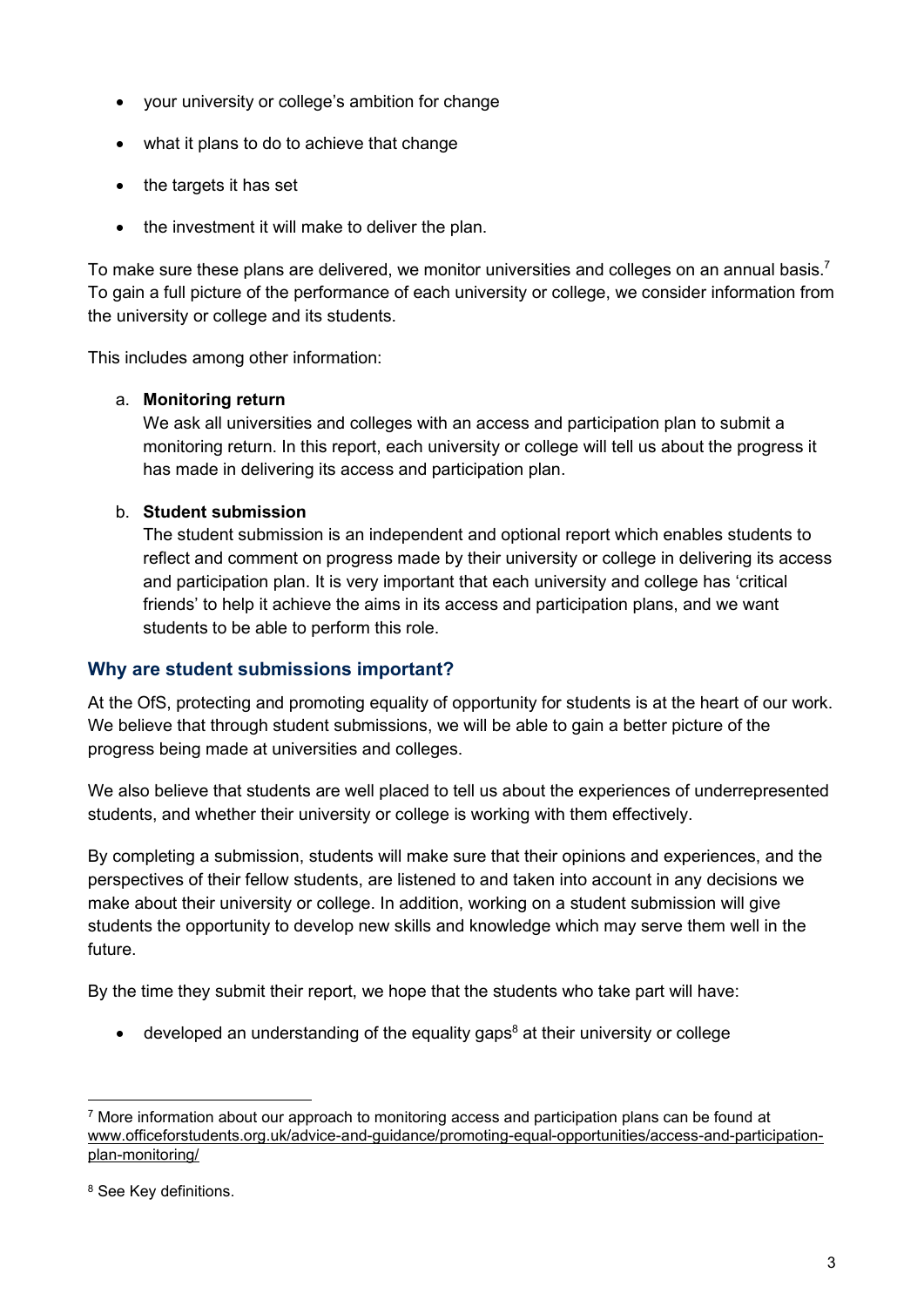- your university or college's ambition for change
- what it plans to do to achieve that change
- the targets it has set
- the investment it will make to deliver the plan.

To make sure these plans are delivered, we monitor universities and colleges on an annual basis.[7] To gain a full picture of the performance of each university or college, we consider information from the university or college and its students.

This includes among other information:

a. **Monitoring return**
We ask all universities and colleges with an access and participation plan to submit a monitoring return. In this report, each university or college will tell us about the progress it has made in delivering its access and participation plan.

b. **Student submission**
The student submission is an independent and optional report which enables students to reflect and comment on progress made by their university or college in delivering its access and participation plan. It is very important that each university and college has 'critical friends' to help it achieve the aims in its access and participation plans, and we want students to be able to perform this role.

## Why are student submissions important?

At the OfS, protecting and promoting equality of opportunity for students is at the heart of our work. We believe that through student submissions, we will be able to gain a better picture of the progress being made at universities and colleges.

We also believe that students are well placed to tell us about the experiences of underrepresented students, and whether their university or college is working with them effectively.

By completing a submission, students will make sure that their opinions and experiences, and the perspectives of their fellow students, are listened to and taken into account in any decisions we make about their university or college. In addition, working on a student submission will give students the opportunity to develop new skills and knowledge which may serve them well in the future.

By the time they submit their report, we hope that the students who take part will have:

- developed an understanding of the equality gaps[8] at their university or college

[7] More information about our approach to monitoring access and participation plans can be found at www.officeforstudents.org.uk/advice-and-guidance/promoting-equal-opportunities/access-and-participation-plan-monitoring/

[8] See Key definitions.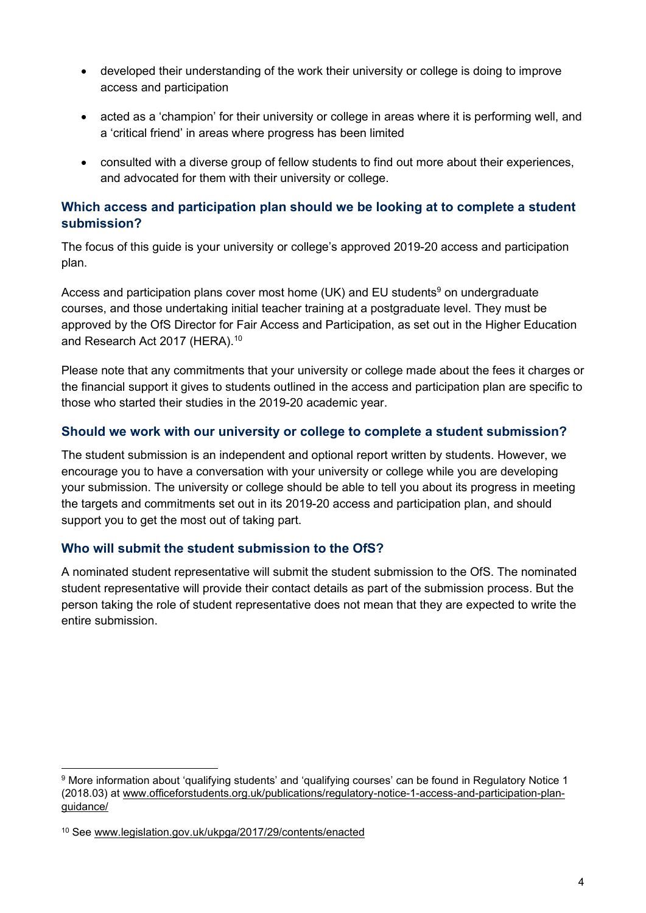- developed their understanding of the work their university or college is doing to improve access and participation
- acted as a 'champion' for their university or college in areas where it is performing well, and a 'critical friend' in areas where progress has been limited
- consulted with a diverse group of fellow students to find out more about their experiences, and advocated for them with their university or college.

### Which access and participation plan should we be looking at to complete a student submission?

The focus of this guide is your university or college's approved 2019-20 access and participation plan.

Access and participation plans cover most home (UK) and EU students[9] on undergraduate courses, and those undertaking initial teacher training at a postgraduate level. They must be approved by the OfS Director for Fair Access and Participation, as set out in the Higher Education and Research Act 2017 (HERA).[10]

Please note that any commitments that your university or college made about the fees it charges or the financial support it gives to students outlined in the access and participation plan are specific to those who started their studies in the 2019-20 academic year.

### Should we work with our university or college to complete a student submission?

The student submission is an independent and optional report written by students. However, we encourage you to have a conversation with your university or college while you are developing your submission. The university or college should be able to tell you about its progress in meeting the targets and commitments set out in its 2019-20 access and participation plan, and should support you to get the most out of taking part.

### Who will submit the student submission to the OfS?

A nominated student representative will submit the student submission to the OfS. The nominated student representative will provide their contact details as part of the submission process. But the person taking the role of student representative does not mean that they are expected to write the entire submission.

---

[9] More information about 'qualifying students' and 'qualifying courses' can be found in Regulatory Notice 1 (2018.03) at www.officeforstudents.org.uk/publications/regulatory-notice-1-access-and-participation-plan-guidance/

[10] See www.legislation.gov.uk/ukpga/2017/29/contents/enacted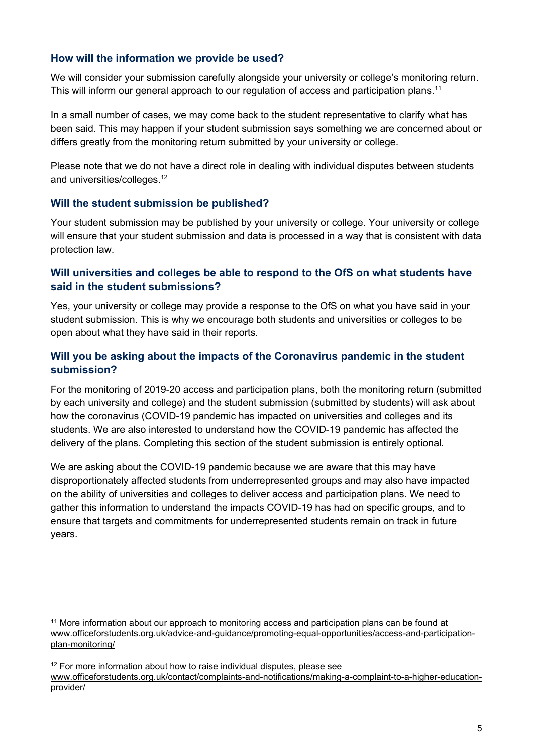### How will the information we provide be used?

We will consider your submission carefully alongside your university or college's monitoring return. This will inform our general approach to our regulation of access and participation plans.[11]

In a small number of cases, we may come back to the student representative to clarify what has been said. This may happen if your student submission says something we are concerned about or differs greatly from the monitoring return submitted by your university or college.

Please note that we do not have a direct role in dealing with individual disputes between students and universities/colleges.[12]

### Will the student submission be published?

Your student submission may be published by your university or college. Your university or college will ensure that your student submission and data is processed in a way that is consistent with data protection law.

### Will universities and colleges be able to respond to the OfS on what students have said in the student submissions?

Yes, your university or college may provide a response to the OfS on what you have said in your student submission. This is why we encourage both students and universities or colleges to be open about what they have said in their reports.

### Will you be asking about the impacts of the Coronavirus pandemic in the student submission?

For the monitoring of 2019-20 access and participation plans, both the monitoring return (submitted by each university and college) and the student submission (submitted by students) will ask about how the coronavirus (COVID-19 pandemic has impacted on universities and colleges and its students. We are also interested to understand how the COVID-19 pandemic has affected the delivery of the plans. Completing this section of the student submission is entirely optional.

We are asking about the COVID-19 pandemic because we are aware that this may have disproportionately affected students from underrepresented groups and may also have impacted on the ability of universities and colleges to deliver access and participation plans. We need to gather this information to understand the impacts COVID-19 has had on specific groups, and to ensure that targets and commitments for underrepresented students remain on track in future years.

---

[11] More information about our approach to monitoring access and participation plans can be found at www.officeforstudents.org.uk/advice-and-guidance/promoting-equal-opportunities/access-and-participation-plan-monitoring/

[12] For more information about how to raise individual disputes, please see www.officeforstudents.org.uk/contact/complaints-and-notifications/making-a-complaint-to-a-higher-education-provider/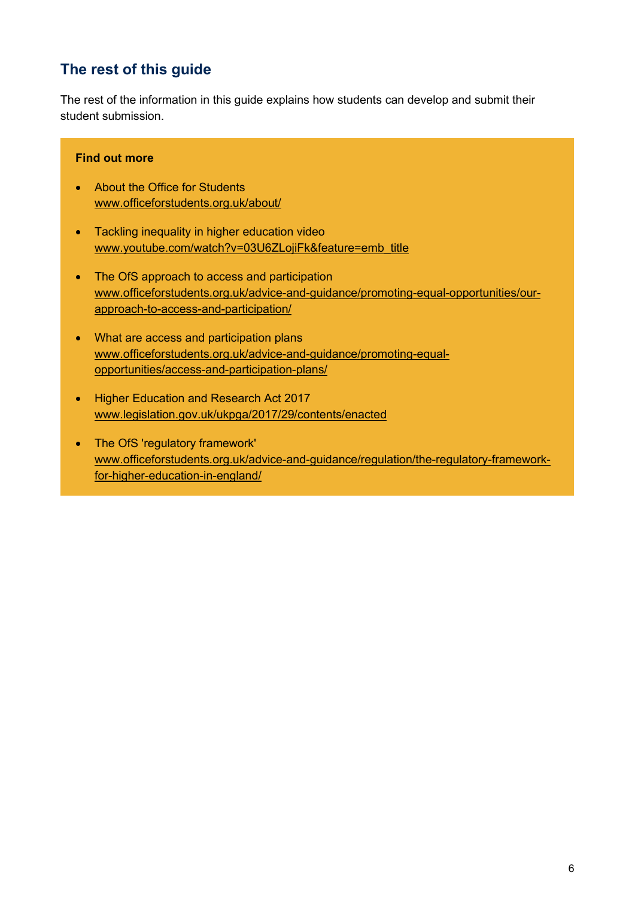## The rest of this guide

The rest of the information in this guide explains how students can develop and submit their student submission.

**Find out more**

- About the Office for Students
  www.officeforstudents.org.uk/about/
- Tackling inequality in higher education video
  www.youtube.com/watch?v=03U6ZLojiFk&feature=emb_title
- The OfS approach to access and participation
  www.officeforstudents.org.uk/advice-and-guidance/promoting-equal-opportunities/our-approach-to-access-and-participation/
- What are access and participation plans
  www.officeforstudents.org.uk/advice-and-guidance/promoting-equal-opportunities/access-and-participation-plans/
- Higher Education and Research Act 2017
  www.legislation.gov.uk/ukpga/2017/29/contents/enacted
- The OfS 'regulatory framework'
  www.officeforstudents.org.uk/advice-and-guidance/regulation/the-regulatory-framework-for-higher-education-in-england/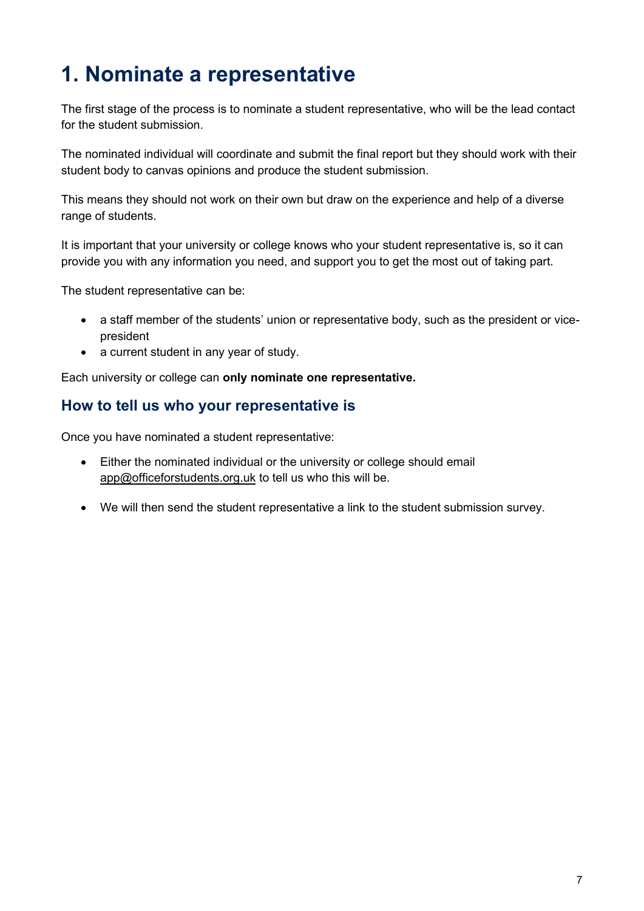# 1. Nominate a representative

The first stage of the process is to nominate a student representative, who will be the lead contact for the student submission.

The nominated individual will coordinate and submit the final report but they should work with their student body to canvas opinions and produce the student submission.

This means they should not work on their own but draw on the experience and help of a diverse range of students.

It is important that your university or college knows who your student representative is, so it can provide you with any information you need, and support you to get the most out of taking part.

The student representative can be:

- a staff member of the students' union or representative body, such as the president or vice-president
- a current student in any year of study.

Each university or college can **only nominate one representative.**

## How to tell us who your representative is

Once you have nominated a student representative:

- Either the nominated individual or the university or college should email app@officeforstudents.org.uk to tell us who this will be.
- We will then send the student representative a link to the student submission survey.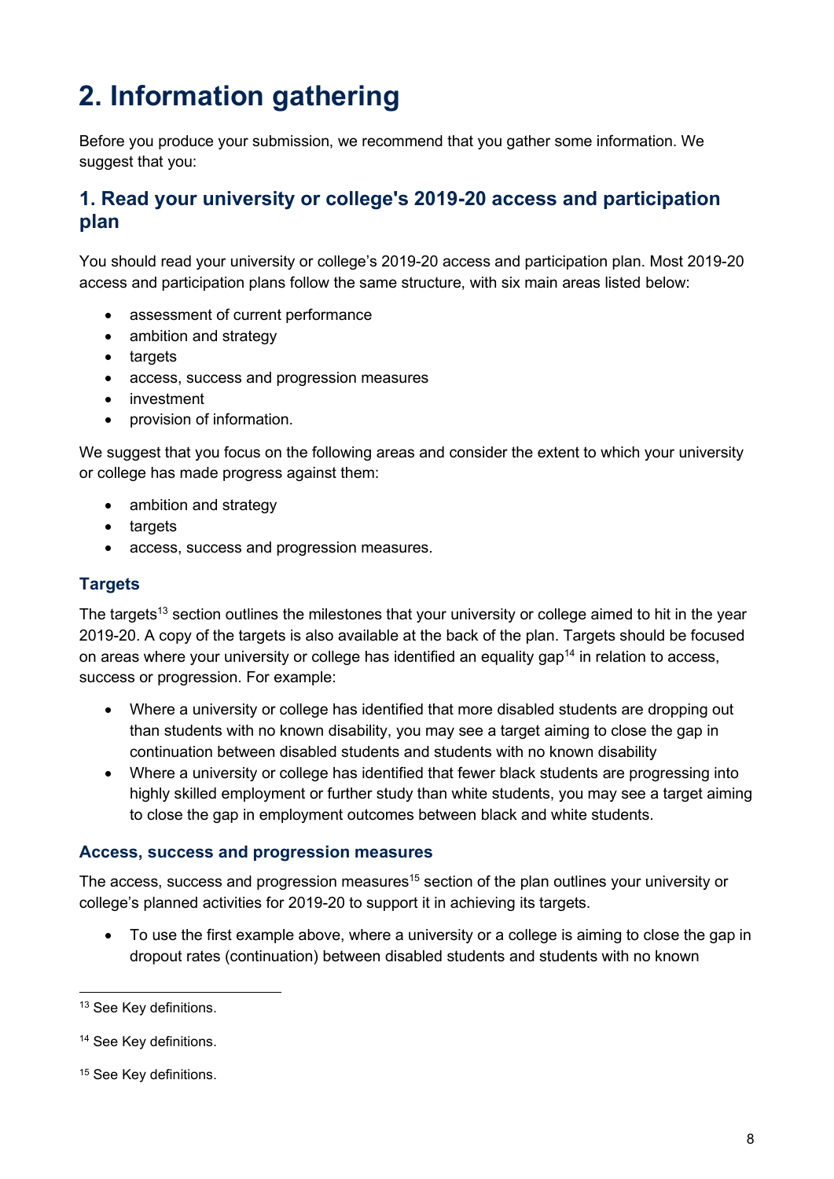# 2. Information gathering

Before you produce your submission, we recommend that you gather some information. We suggest that you:

## 1. Read your university or college's 2019-20 access and participation plan

You should read your university or college's 2019-20 access and participation plan. Most 2019-20 access and participation plans follow the same structure, with six main areas listed below:

- assessment of current performance
- ambition and strategy
- targets
- access, success and progression measures
- investment
- provision of information.

We suggest that you focus on the following areas and consider the extent to which your university or college has made progress against them:

- ambition and strategy
- targets
- access, success and progression measures.

### Targets

The targets[13] section outlines the milestones that your university or college aimed to hit in the year 2019-20. A copy of the targets is also available at the back of the plan. Targets should be focused on areas where your university or college has identified an equality gap[14] in relation to access, success or progression. For example:

- Where a university or college has identified that more disabled students are dropping out than students with no known disability, you may see a target aiming to close the gap in continuation between disabled students and students with no known disability
- Where a university or college has identified that fewer black students are progressing into highly skilled employment or further study than white students, you may see a target aiming to close the gap in employment outcomes between black and white students.

### Access, success and progression measures

The access, success and progression measures[15] section of the plan outlines your university or college's planned activities for 2019-20 to support it in achieving its targets.

- To use the first example above, where a university or a college is aiming to close the gap in dropout rates (continuation) between disabled students and students with no known

[13] See Key definitions.

[14] See Key definitions.

[15] See Key definitions.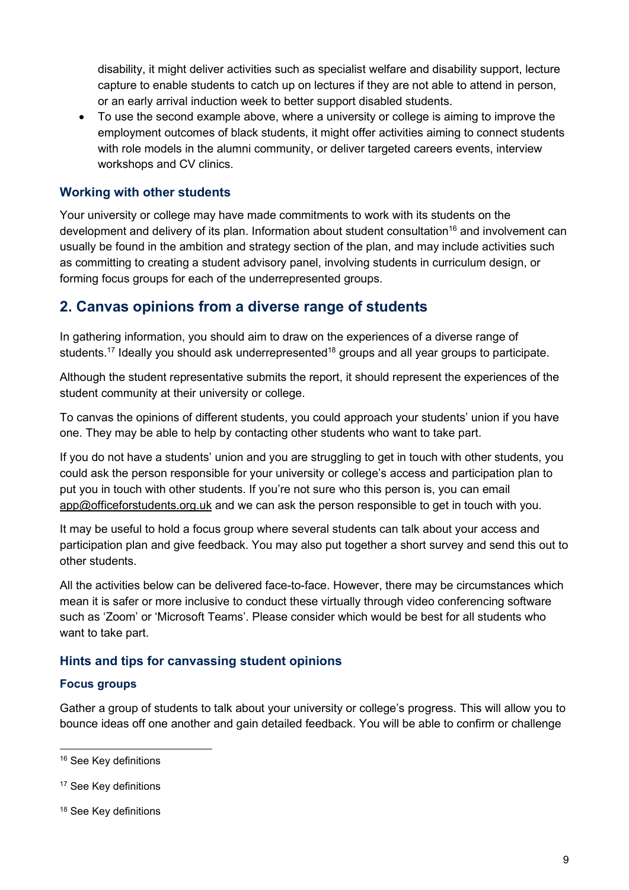disability, it might deliver activities such as specialist welfare and disability support, lecture capture to enable students to catch up on lectures if they are not able to attend in person, or an early arrival induction week to better support disabled students.

- To use the second example above, where a university or college is aiming to improve the employment outcomes of black students, it might offer activities aiming to connect students with role models in the alumni community, or deliver targeted careers events, interview workshops and CV clinics.

### Working with other students

Your university or college may have made commitments to work with its students on the development and delivery of its plan. Information about student consultation[16] and involvement can usually be found in the ambition and strategy section of the plan, and may include activities such as committing to creating a student advisory panel, involving students in curriculum design, or forming focus groups for each of the underrepresented groups.

## 2. Canvas opinions from a diverse range of students

In gathering information, you should aim to draw on the experiences of a diverse range of students.[17] Ideally you should ask underrepresented[18] groups and all year groups to participate.

Although the student representative submits the report, it should represent the experiences of the student community at their university or college.

To canvas the opinions of different students, you could approach your students' union if you have one. They may be able to help by contacting other students who want to take part.

If you do not have a students' union and you are struggling to get in touch with other students, you could ask the person responsible for your university or college's access and participation plan to put you in touch with other students. If you're not sure who this person is, you can email app@officeforstudents.org.uk and we can ask the person responsible to get in touch with you.

It may be useful to hold a focus group where several students can talk about your access and participation plan and give feedback. You may also put together a short survey and send this out to other students.

All the activities below can be delivered face-to-face. However, there may be circumstances which mean it is safer or more inclusive to conduct these virtually through video conferencing software such as 'Zoom' or 'Microsoft Teams'. Please consider which would be best for all students who want to take part.

### Hints and tips for canvassing student opinions

#### Focus groups

Gather a group of students to talk about your university or college's progress. This will allow you to bounce ideas off one another and gain detailed feedback. You will be able to confirm or challenge

---

[16] See Key definitions

[17] See Key definitions

[18] See Key definitions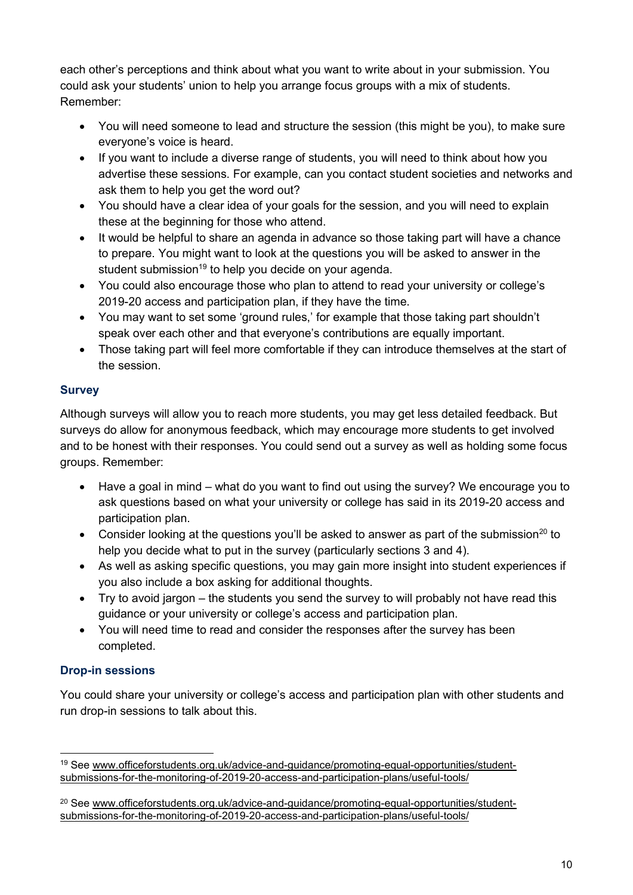each other's perceptions and think about what you want to write about in your submission. You could ask your students' union to help you arrange focus groups with a mix of students. Remember:

- You will need someone to lead and structure the session (this might be you), to make sure everyone's voice is heard.
- If you want to include a diverse range of students, you will need to think about how you advertise these sessions. For example, can you contact student societies and networks and ask them to help you get the word out?
- You should have a clear idea of your goals for the session, and you will need to explain these at the beginning for those who attend.
- It would be helpful to share an agenda in advance so those taking part will have a chance to prepare. You might want to look at the questions you will be asked to answer in the student submission[19] to help you decide on your agenda.
- You could also encourage those who plan to attend to read your university or college's 2019-20 access and participation plan, if they have the time.
- You may want to set some 'ground rules,' for example that those taking part shouldn't speak over each other and that everyone's contributions are equally important.
- Those taking part will feel more comfortable if they can introduce themselves at the start of the session.

### Survey

Although surveys will allow you to reach more students, you may get less detailed feedback. But surveys do allow for anonymous feedback, which may encourage more students to get involved and to be honest with their responses. You could send out a survey as well as holding some focus groups. Remember:

- Have a goal in mind – what do you want to find out using the survey? We encourage you to ask questions based on what your university or college has said in its 2019-20 access and participation plan.
- Consider looking at the questions you'll be asked to answer as part of the submission[20] to help you decide what to put in the survey (particularly sections 3 and 4).
- As well as asking specific questions, you may gain more insight into student experiences if you also include a box asking for additional thoughts.
- Try to avoid jargon – the students you send the survey to will probably not have read this guidance or your university or college's access and participation plan.
- You will need time to read and consider the responses after the survey has been completed.

### Drop-in sessions

You could share your university or college's access and participation plan with other students and run drop-in sessions to talk about this.

---

[19] See www.officeforstudents.org.uk/advice-and-guidance/promoting-equal-opportunities/student-submissions-for-the-monitoring-of-2019-20-access-and-participation-plans/useful-tools/

[20] See www.officeforstudents.org.uk/advice-and-guidance/promoting-equal-opportunities/student-submissions-for-the-monitoring-of-2019-20-access-and-participation-plans/useful-tools/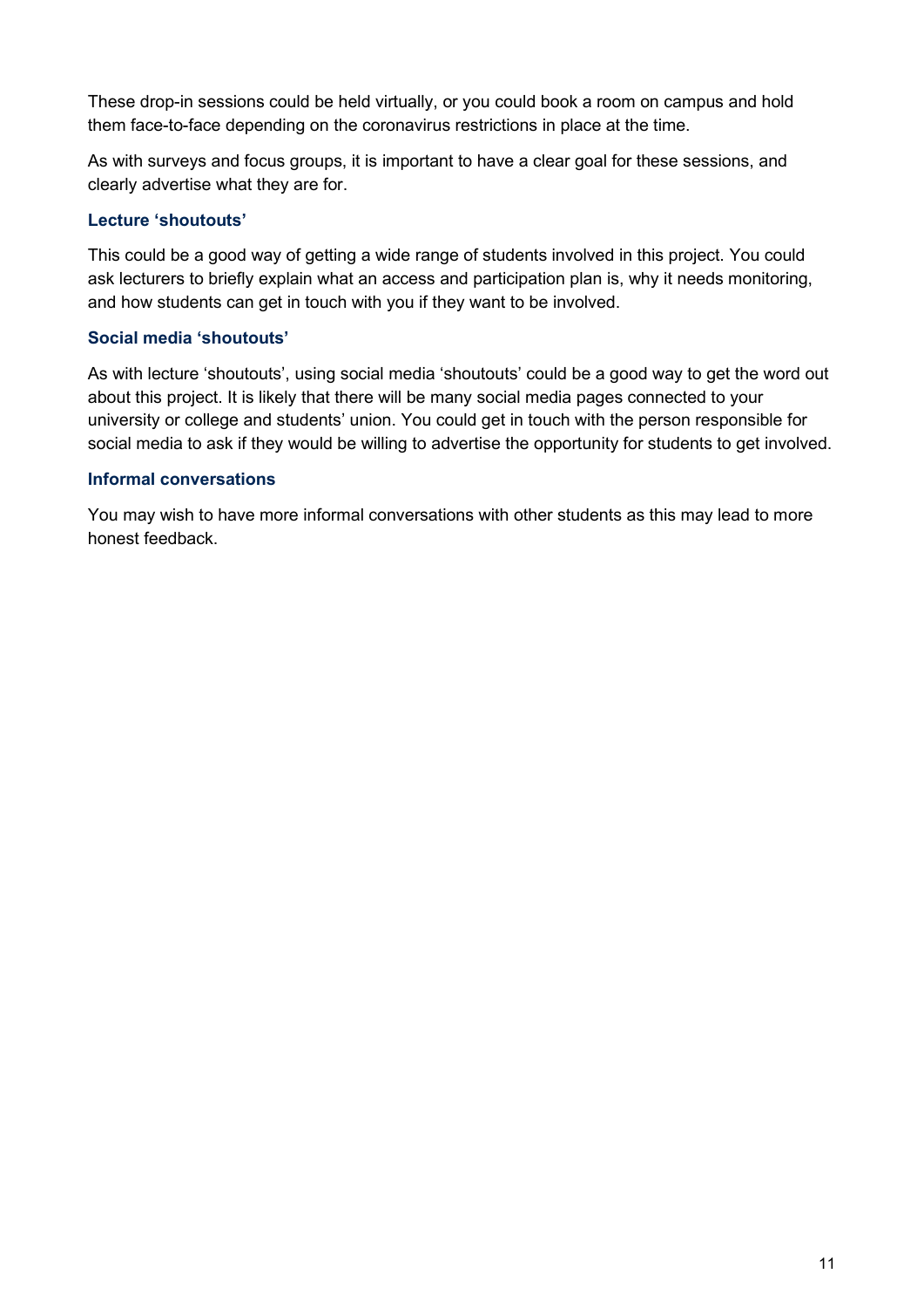These drop-in sessions could be held virtually, or you could book a room on campus and hold them face-to-face depending on the coronavirus restrictions in place at the time.

As with surveys and focus groups, it is important to have a clear goal for these sessions, and clearly advertise what they are for.

#### Lecture 'shoutouts'

This could be a good way of getting a wide range of students involved in this project. You could ask lecturers to briefly explain what an access and participation plan is, why it needs monitoring, and how students can get in touch with you if they want to be involved.

#### Social media 'shoutouts'

As with lecture 'shoutouts', using social media 'shoutouts' could be a good way to get the word out about this project. It is likely that there will be many social media pages connected to your university or college and students' union. You could get in touch with the person responsible for social media to ask if they would be willing to advertise the opportunity for students to get involved.

#### Informal conversations

You may wish to have more informal conversations with other students as this may lead to more honest feedback.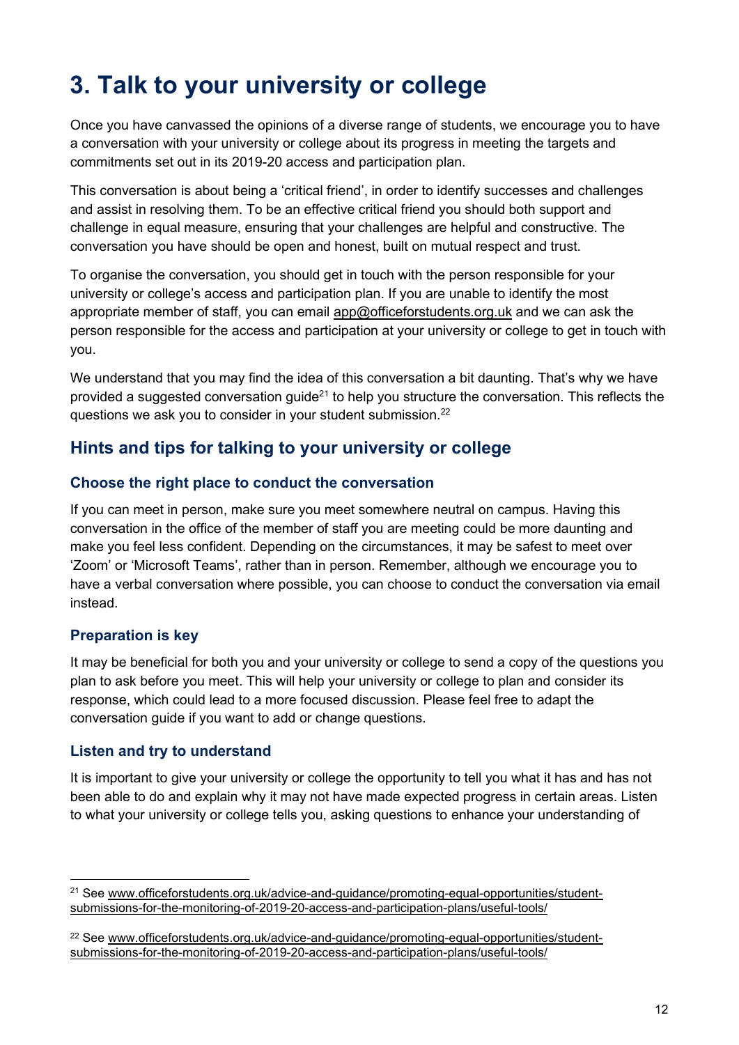# 3. Talk to your university or college

Once you have canvassed the opinions of a diverse range of students, we encourage you to have a conversation with your university or college about its progress in meeting the targets and commitments set out in its 2019-20 access and participation plan.

This conversation is about being a 'critical friend', in order to identify successes and challenges and assist in resolving them. To be an effective critical friend you should both support and challenge in equal measure, ensuring that your challenges are helpful and constructive. The conversation you have should be open and honest, built on mutual respect and trust.

To organise the conversation, you should get in touch with the person responsible for your university or college's access and participation plan. If you are unable to identify the most appropriate member of staff, you can email app@officeforstudents.org.uk and we can ask the person responsible for the access and participation at your university or college to get in touch with you.

We understand that you may find the idea of this conversation a bit daunting. That's why we have provided a suggested conversation guide[21] to help you structure the conversation. This reflects the questions we ask you to consider in your student submission.[22]

## Hints and tips for talking to your university or college

### Choose the right place to conduct the conversation

If you can meet in person, make sure you meet somewhere neutral on campus. Having this conversation in the office of the member of staff you are meeting could be more daunting and make you feel less confident. Depending on the circumstances, it may be safest to meet over 'Zoom' or 'Microsoft Teams', rather than in person. Remember, although we encourage you to have a verbal conversation where possible, you can choose to conduct the conversation via email instead.

### Preparation is key

It may be beneficial for both you and your university or college to send a copy of the questions you plan to ask before you meet. This will help your university or college to plan and consider its response, which could lead to a more focused discussion. Please feel free to adapt the conversation guide if you want to add or change questions.

### Listen and try to understand

It is important to give your university or college the opportunity to tell you what it has and has not been able to do and explain why it may not have made expected progress in certain areas. Listen to what your university or college tells you, asking questions to enhance your understanding of

---

[21] See www.officeforstudents.org.uk/advice-and-guidance/promoting-equal-opportunities/student-submissions-for-the-monitoring-of-2019-20-access-and-participation-plans/useful-tools/

[22] See www.officeforstudents.org.uk/advice-and-guidance/promoting-equal-opportunities/student-submissions-for-the-monitoring-of-2019-20-access-and-participation-plans/useful-tools/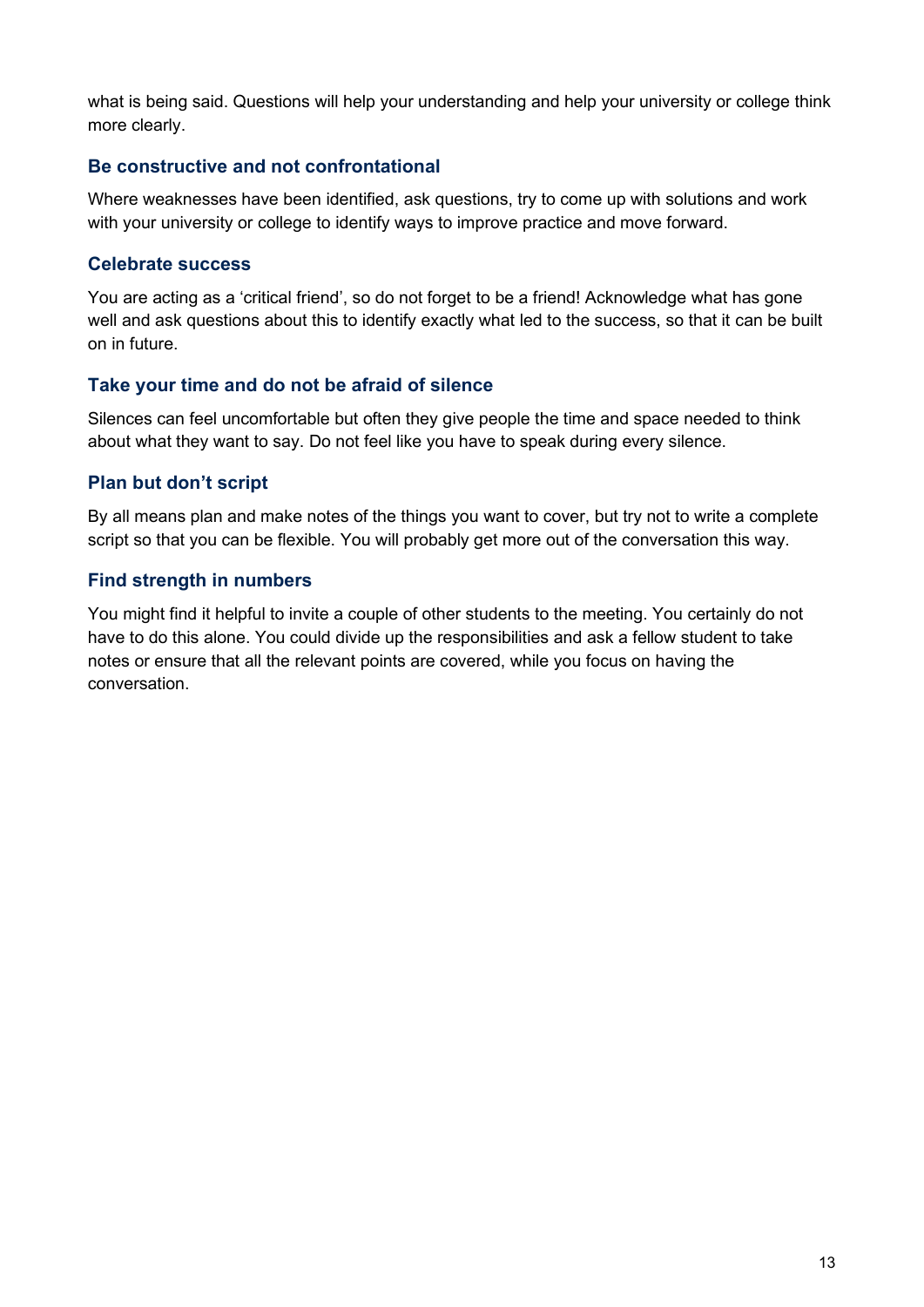what is being said. Questions will help your understanding and help your university or college think more clearly.

### Be constructive and not confrontational

Where weaknesses have been identified, ask questions, try to come up with solutions and work with your university or college to identify ways to improve practice and move forward.

### Celebrate success

You are acting as a 'critical friend', so do not forget to be a friend! Acknowledge what has gone well and ask questions about this to identify exactly what led to the success, so that it can be built on in future.

### Take your time and do not be afraid of silence

Silences can feel uncomfortable but often they give people the time and space needed to think about what they want to say. Do not feel like you have to speak during every silence.

### Plan but don't script

By all means plan and make notes of the things you want to cover, but try not to write a complete script so that you can be flexible. You will probably get more out of the conversation this way.

### Find strength in numbers

You might find it helpful to invite a couple of other students to the meeting. You certainly do not have to do this alone. You could divide up the responsibilities and ask a fellow student to take notes or ensure that all the relevant points are covered, while you focus on having the conversation.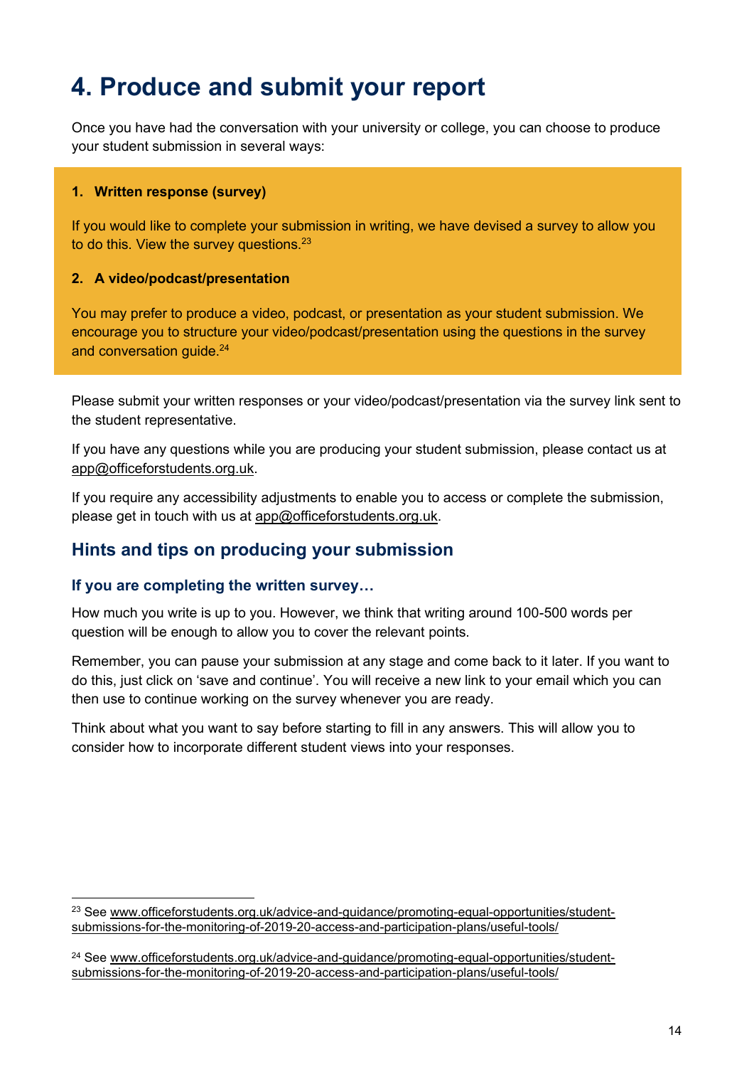# 4. Produce and submit your report

Once you have had the conversation with your university or college, you can choose to produce your student submission in several ways:

1. **Written response (survey)**

   If you would like to complete your submission in writing, we have devised a survey to allow you to do this. View the survey questions.[23]

2. **A video/podcast/presentation**

   You may prefer to produce a video, podcast, or presentation as your student submission. We encourage you to structure your video/podcast/presentation using the questions in the survey and conversation guide.[24]

Please submit your written responses or your video/podcast/presentation via the survey link sent to the student representative.

If you have any questions while you are producing your student submission, please contact us at app@officeforstudents.org.uk.

If you require any accessibility adjustments to enable you to access or complete the submission, please get in touch with us at app@officeforstudents.org.uk.

## Hints and tips on producing your submission

### If you are completing the written survey…

How much you write is up to you. However, we think that writing around 100-500 words per question will be enough to allow you to cover the relevant points.

Remember, you can pause your submission at any stage and come back to it later. If you want to do this, just click on 'save and continue'. You will receive a new link to your email which you can then use to continue working on the survey whenever you are ready.

Think about what you want to say before starting to fill in any answers. This will allow you to consider how to incorporate different student views into your responses.

---

[23] See www.officeforstudents.org.uk/advice-and-guidance/promoting-equal-opportunities/student-submissions-for-the-monitoring-of-2019-20-access-and-participation-plans/useful-tools/

[24] See www.officeforstudents.org.uk/advice-and-guidance/promoting-equal-opportunities/student-submissions-for-the-monitoring-of-2019-20-access-and-participation-plans/useful-tools/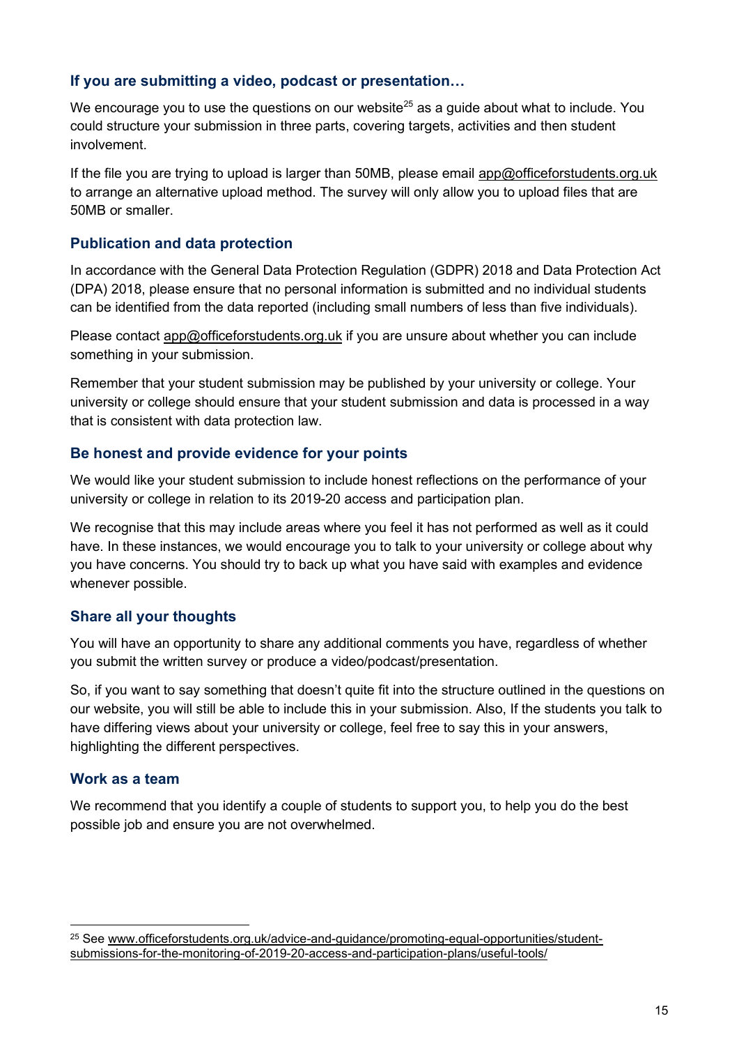### If you are submitting a video, podcast or presentation…

We encourage you to use the questions on our website[25] as a guide about what to include. You could structure your submission in three parts, covering targets, activities and then student involvement.

If the file you are trying to upload is larger than 50MB, please email app@officeforstudents.org.uk to arrange an alternative upload method. The survey will only allow you to upload files that are 50MB or smaller.

### Publication and data protection

In accordance with the General Data Protection Regulation (GDPR) 2018 and Data Protection Act (DPA) 2018, please ensure that no personal information is submitted and no individual students can be identified from the data reported (including small numbers of less than five individuals).

Please contact app@officeforstudents.org.uk if you are unsure about whether you can include something in your submission.

Remember that your student submission may be published by your university or college. Your university or college should ensure that your student submission and data is processed in a way that is consistent with data protection law.

### Be honest and provide evidence for your points

We would like your student submission to include honest reflections on the performance of your university or college in relation to its 2019-20 access and participation plan.

We recognise that this may include areas where you feel it has not performed as well as it could have. In these instances, we would encourage you to talk to your university or college about why you have concerns. You should try to back up what you have said with examples and evidence whenever possible.

### Share all your thoughts

You will have an opportunity to share any additional comments you have, regardless of whether you submit the written survey or produce a video/podcast/presentation.

So, if you want to say something that doesn't quite fit into the structure outlined in the questions on our website, you will still be able to include this in your submission. Also, If the students you talk to have differing views about your university or college, feel free to say this in your answers, highlighting the different perspectives.

### Work as a team

We recommend that you identify a couple of students to support you, to help you do the best possible job and ensure you are not overwhelmed.

---

[25] See www.officeforstudents.org.uk/advice-and-guidance/promoting-equal-opportunities/student-submissions-for-the-monitoring-of-2019-20-access-and-participation-plans/useful-tools/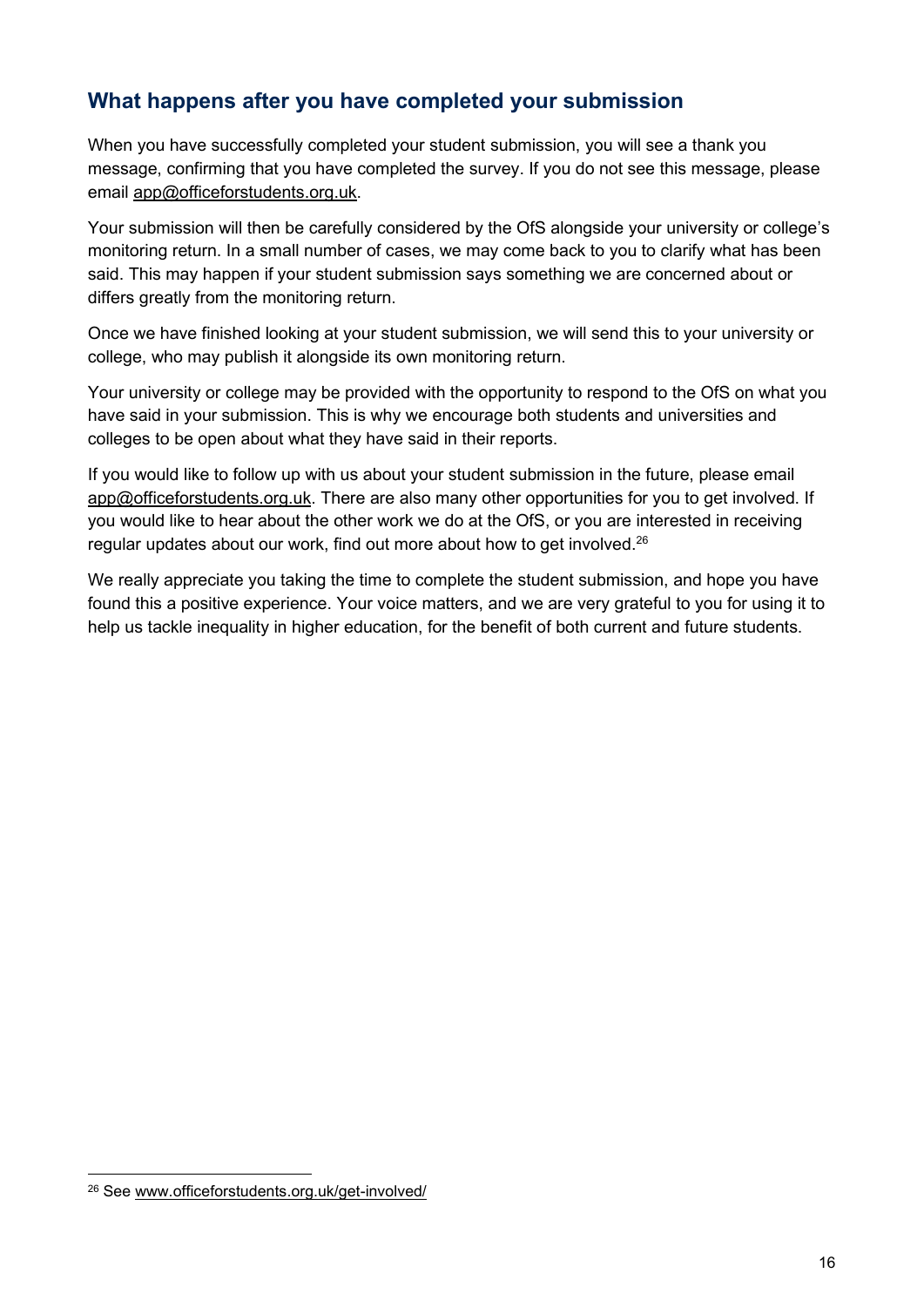## What happens after you have completed your submission

When you have successfully completed your student submission, you will see a thank you message, confirming that you have completed the survey. If you do not see this message, please email app@officeforstudents.org.uk.

Your submission will then be carefully considered by the OfS alongside your university or college's monitoring return. In a small number of cases, we may come back to you to clarify what has been said. This may happen if your student submission says something we are concerned about or differs greatly from the monitoring return.

Once we have finished looking at your student submission, we will send this to your university or college, who may publish it alongside its own monitoring return.

Your university or college may be provided with the opportunity to respond to the OfS on what you have said in your submission. This is why we encourage both students and universities and colleges to be open about what they have said in their reports.

If you would like to follow up with us about your student submission in the future, please email app@officeforstudents.org.uk. There are also many other opportunities for you to get involved. If you would like to hear about the other work we do at the OfS, or you are interested in receiving regular updates about our work, find out more about how to get involved.[26]

We really appreciate you taking the time to complete the student submission, and hope you have found this a positive experience. Your voice matters, and we are very grateful to you for using it to help us tackle inequality in higher education, for the benefit of both current and future students.

[26] See www.officeforstudents.org.uk/get-involved/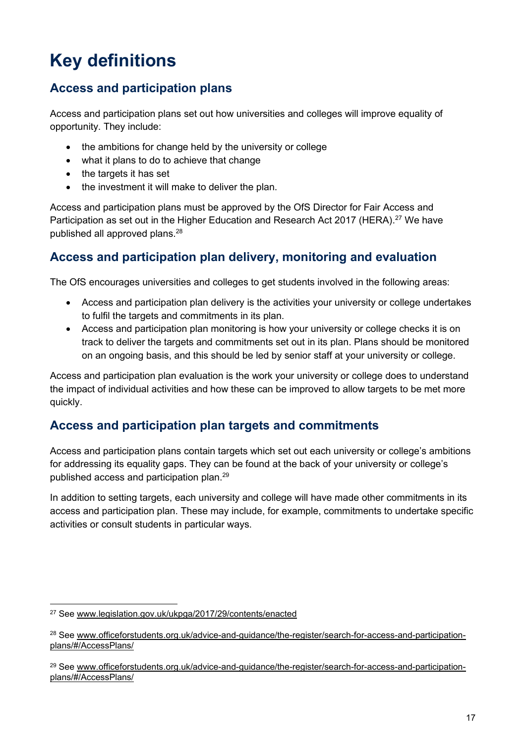# Key definitions

## Access and participation plans

Access and participation plans set out how universities and colleges will improve equality of opportunity. They include:

- the ambitions for change held by the university or college
- what it plans to do to achieve that change
- the targets it has set
- the investment it will make to deliver the plan.

Access and participation plans must be approved by the OfS Director for Fair Access and Participation as set out in the Higher Education and Research Act 2017 (HERA).[27] We have published all approved plans.[28]

## Access and participation plan delivery, monitoring and evaluation

The OfS encourages universities and colleges to get students involved in the following areas:

- Access and participation plan delivery is the activities your university or college undertakes to fulfil the targets and commitments in its plan.
- Access and participation plan monitoring is how your university or college checks it is on track to deliver the targets and commitments set out in its plan. Plans should be monitored on an ongoing basis, and this should be led by senior staff at your university or college.

Access and participation plan evaluation is the work your university or college does to understand the impact of individual activities and how these can be improved to allow targets to be met more quickly.

## Access and participation plan targets and commitments

Access and participation plans contain targets which set out each university or college's ambitions for addressing its equality gaps. They can be found at the back of your university or college's published access and participation plan.[29]

In addition to setting targets, each university and college will have made other commitments in its access and participation plan. These may include, for example, commitments to undertake specific activities or consult students in particular ways.

---

[27] See www.legislation.gov.uk/ukpga/2017/29/contents/enacted

[28] See www.officeforstudents.org.uk/advice-and-guidance/the-register/search-for-access-and-participation-plans/#/AccessPlans/

[29] See www.officeforstudents.org.uk/advice-and-guidance/the-register/search-for-access-and-participation-plans/#/AccessPlans/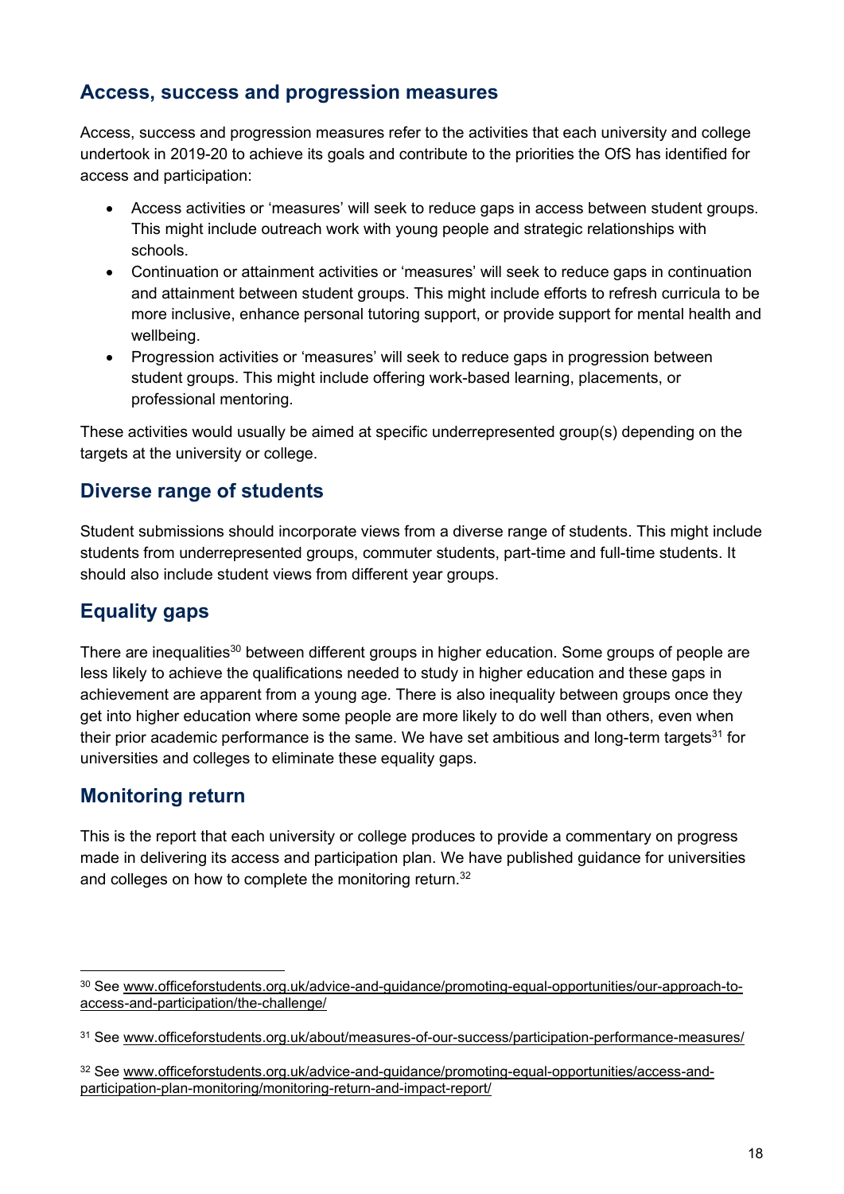## Access, success and progression measures

Access, success and progression measures refer to the activities that each university and college undertook in 2019-20 to achieve its goals and contribute to the priorities the OfS has identified for access and participation:

- Access activities or 'measures' will seek to reduce gaps in access between student groups. This might include outreach work with young people and strategic relationships with schools.
- Continuation or attainment activities or 'measures' will seek to reduce gaps in continuation and attainment between student groups. This might include efforts to refresh curricula to be more inclusive, enhance personal tutoring support, or provide support for mental health and wellbeing.
- Progression activities or 'measures' will seek to reduce gaps in progression between student groups. This might include offering work-based learning, placements, or professional mentoring.

These activities would usually be aimed at specific underrepresented group(s) depending on the targets at the university or college.

## Diverse range of students

Student submissions should incorporate views from a diverse range of students. This might include students from underrepresented groups, commuter students, part-time and full-time students. It should also include student views from different year groups.

## Equality gaps

There are inequalities[30] between different groups in higher education. Some groups of people are less likely to achieve the qualifications needed to study in higher education and these gaps in achievement are apparent from a young age. There is also inequality between groups once they get into higher education where some people are more likely to do well than others, even when their prior academic performance is the same. We have set ambitious and long-term targets[31] for universities and colleges to eliminate these equality gaps.

## Monitoring return

This is the report that each university or college produces to provide a commentary on progress made in delivering its access and participation plan. We have published guidance for universities and colleges on how to complete the monitoring return.[32]

---

[30] See www.officeforstudents.org.uk/advice-and-guidance/promoting-equal-opportunities/our-approach-to-access-and-participation/the-challenge/

[31] See www.officeforstudents.org.uk/about/measures-of-our-success/participation-performance-measures/

[32] See www.officeforstudents.org.uk/advice-and-guidance/promoting-equal-opportunities/access-and-participation-plan-monitoring/monitoring-return-and-impact-report/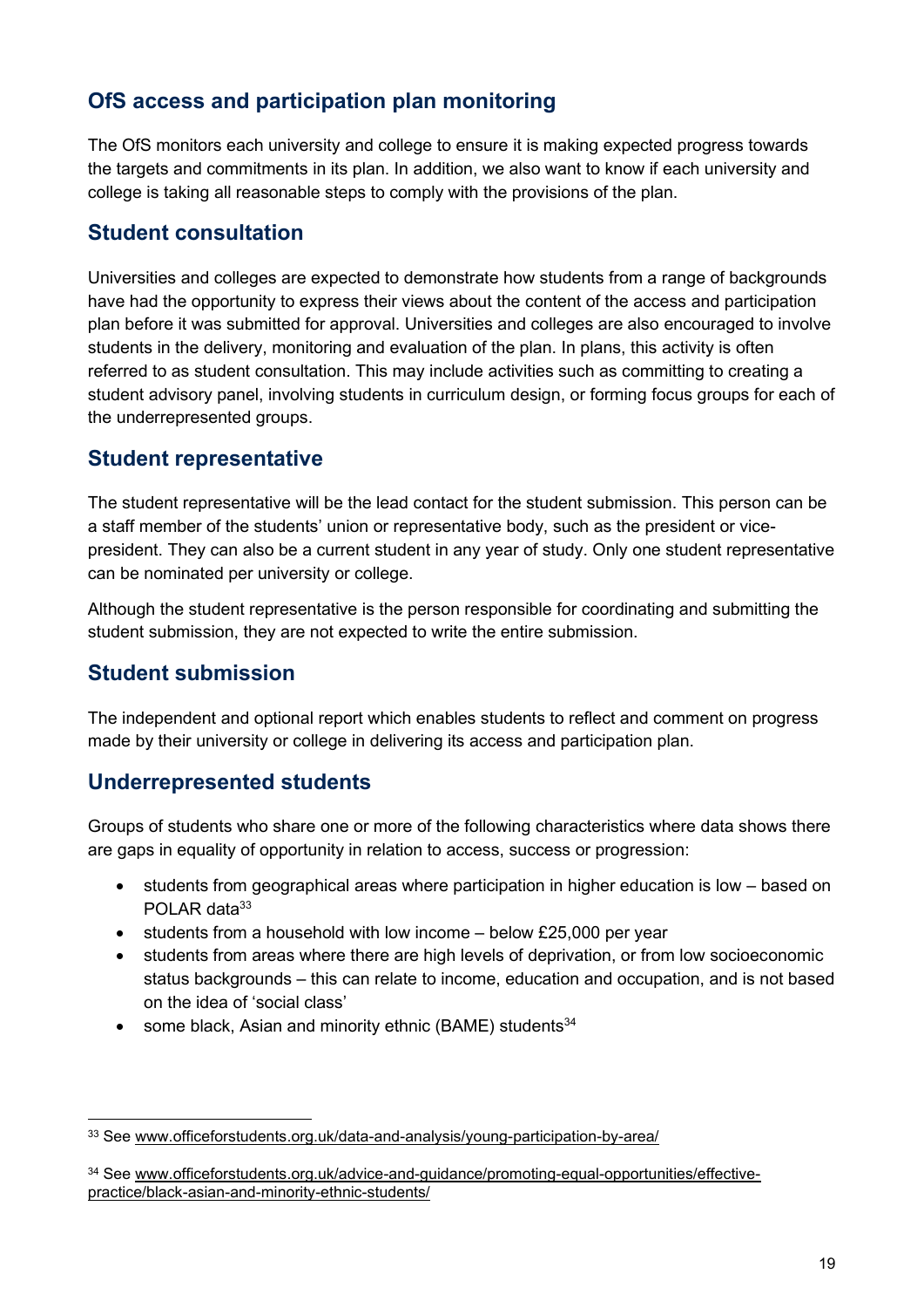## OfS access and participation plan monitoring

The OfS monitors each university and college to ensure it is making expected progress towards the targets and commitments in its plan. In addition, we also want to know if each university and college is taking all reasonable steps to comply with the provisions of the plan.

## Student consultation

Universities and colleges are expected to demonstrate how students from a range of backgrounds have had the opportunity to express their views about the content of the access and participation plan before it was submitted for approval. Universities and colleges are also encouraged to involve students in the delivery, monitoring and evaluation of the plan. In plans, this activity is often referred to as student consultation. This may include activities such as committing to creating a student advisory panel, involving students in curriculum design, or forming focus groups for each of the underrepresented groups.

## Student representative

The student representative will be the lead contact for the student submission. This person can be a staff member of the students' union or representative body, such as the president or vice-president. They can also be a current student in any year of study. Only one student representative can be nominated per university or college.

Although the student representative is the person responsible for coordinating and submitting the student submission, they are not expected to write the entire submission.

## Student submission

The independent and optional report which enables students to reflect and comment on progress made by their university or college in delivering its access and participation plan.

## Underrepresented students

Groups of students who share one or more of the following characteristics where data shows there are gaps in equality of opportunity in relation to access, success or progression:

- students from geographical areas where participation in higher education is low – based on POLAR data[33]
- students from a household with low income – below £25,000 per year
- students from areas where there are high levels of deprivation, or from low socioeconomic status backgrounds – this can relate to income, education and occupation, and is not based on the idea of 'social class'
- some black, Asian and minority ethnic (BAME) students[34]

[33] See www.officeforstudents.org.uk/data-and-analysis/young-participation-by-area/

[34] See www.officeforstudents.org.uk/advice-and-guidance/promoting-equal-opportunities/effective-practice/black-asian-and-minority-ethnic-students/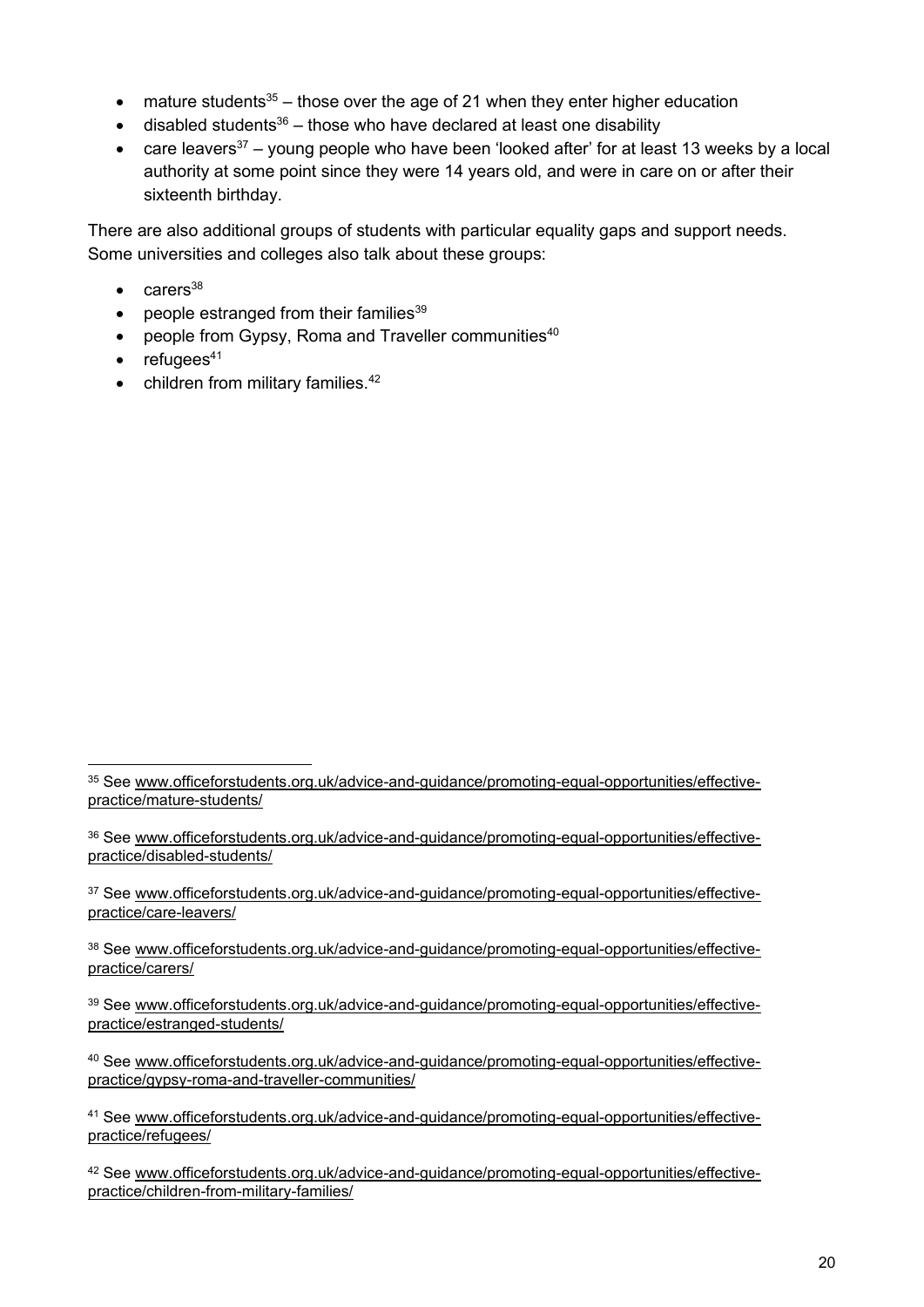- mature students[35] – those over the age of 21 when they enter higher education
- disabled students[36] – those who have declared at least one disability
- care leavers[37] – young people who have been 'looked after' for at least 13 weeks by a local authority at some point since they were 14 years old, and were in care on or after their sixteenth birthday.

There are also additional groups of students with particular equality gaps and support needs. Some universities and colleges also talk about these groups:

- carers[38]
- people estranged from their families[39]
- people from Gypsy, Roma and Traveller communities[40]
- refugees[41]
- children from military families.[42]

---

[35] See www.officeforstudents.org.uk/advice-and-guidance/promoting-equal-opportunities/effective-practice/mature-students/

[36] See www.officeforstudents.org.uk/advice-and-guidance/promoting-equal-opportunities/effective-practice/disabled-students/

[37] See www.officeforstudents.org.uk/advice-and-guidance/promoting-equal-opportunities/effective-practice/care-leavers/

[38] See www.officeforstudents.org.uk/advice-and-guidance/promoting-equal-opportunities/effective-practice/carers/

[39] See www.officeforstudents.org.uk/advice-and-guidance/promoting-equal-opportunities/effective-practice/estranged-students/

[40] See www.officeforstudents.org.uk/advice-and-guidance/promoting-equal-opportunities/effective-practice/gypsy-roma-and-traveller-communities/

[41] See www.officeforstudents.org.uk/advice-and-guidance/promoting-equal-opportunities/effective-practice/refugees/

[42] See www.officeforstudents.org.uk/advice-and-guidance/promoting-equal-opportunities/effective-practice/children-from-military-families/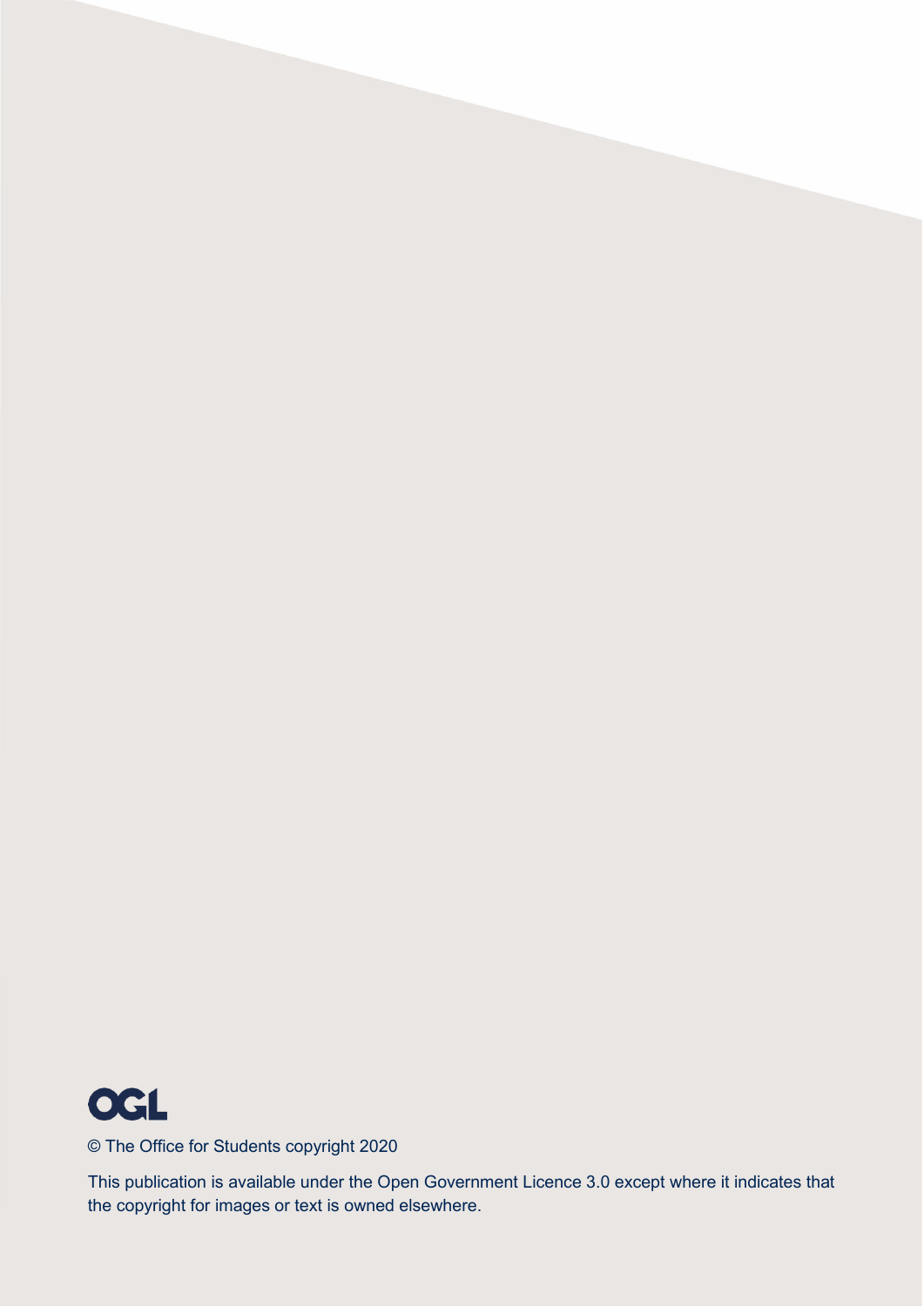OGL

© The Office for Students copyright 2020

This publication is available under the Open Government Licence 3.0 except where it indicates that the copyright for images or text is owned elsewhere.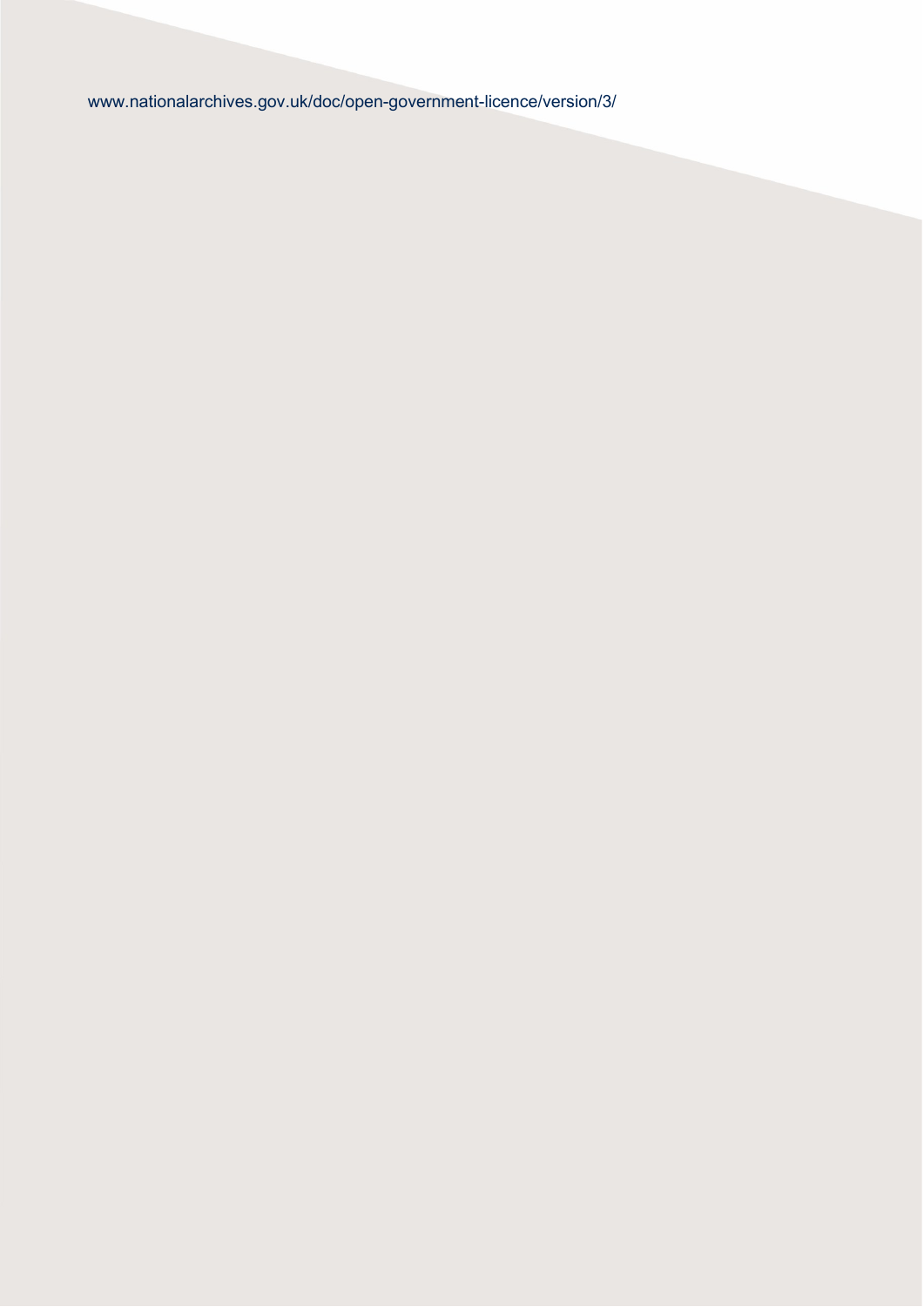www.nationalarchives.gov.uk/doc/open-government-licence/version/3/